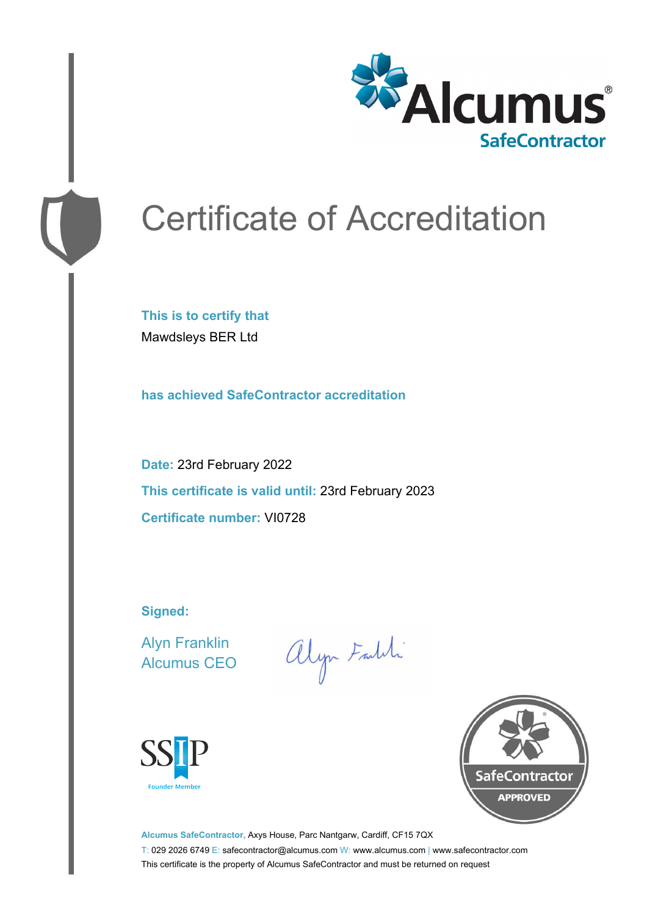Alcumus®
SafeContractor

# Certificate of Accreditation

**This is to certify that**

Mawdsleys BER Ltd

**has achieved SafeContractor accreditation**

**Date:** 23rd February 2022

**This certificate is valid until:** 23rd February 2023

**Certificate number:** VI0728

**Signed:**

Alyn Franklin
Alcumus CEO

SSIP
Founder Member

SafeContractor
APPROVED

**Alcumus SafeContractor,** Axys House, Parc Nantgarw, Cardiff, CF15 7QX

T: 029 2026 6749 E: safecontractor@alcumus.com W: www.alcumus.com | www.safecontractor.com

This certificate is the property of Alcumus SafeContractor and must be returned on request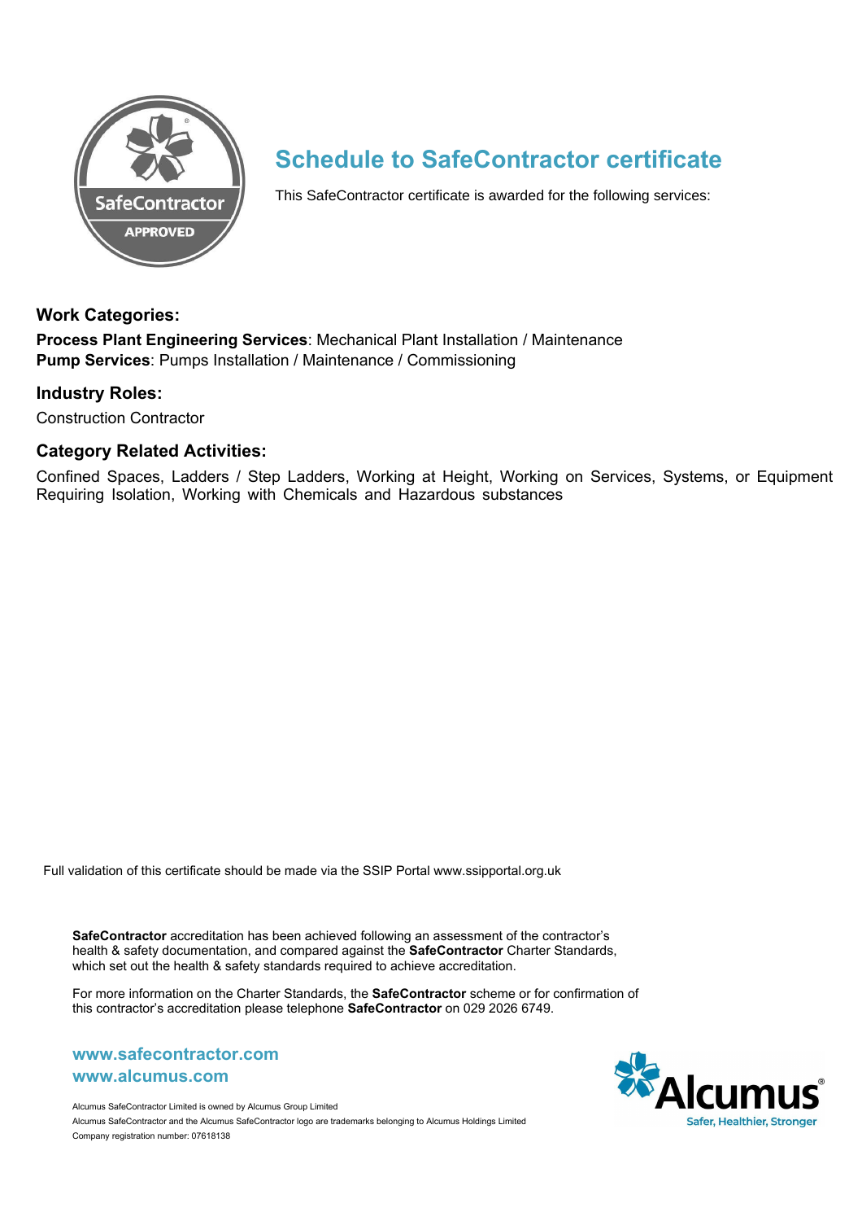# Schedule to SafeContractor certificate

This SafeContractor certificate is awarded for the following services:

### Work Categories:

**Process Plant Engineering Services**: Mechanical Plant Installation / Maintenance
**Pump Services**: Pumps Installation / Maintenance / Commissioning

### Industry Roles:

Construction Contractor

### Category Related Activities:

Confined Spaces, Ladders / Step Ladders, Working at Height, Working on Services, Systems, or Equipment Requiring Isolation, Working with Chemicals and Hazardous substances

Full validation of this certificate should be made via the SSIP Portal www.ssipportal.org.uk

**SafeContractor** accreditation has been achieved following an assessment of the contractor's health & safety documentation, and compared against the **SafeContractor** Charter Standards, which set out the health & safety standards required to achieve accreditation.

For more information on the Charter Standards, the **SafeContractor** scheme or for confirmation of this contractor's accreditation please telephone **SafeContractor** on 029 2026 6749.

**www.safecontractor.com**
**www.alcumus.com**

Alcumus SafeContractor Limited is owned by Alcumus Group Limited
Alcumus SafeContractor and the Alcumus SafeContractor logo are trademarks belonging to Alcumus Holdings Limited
Company registration number: 07618138

Alcumus
Safer, Healthier, Stronger